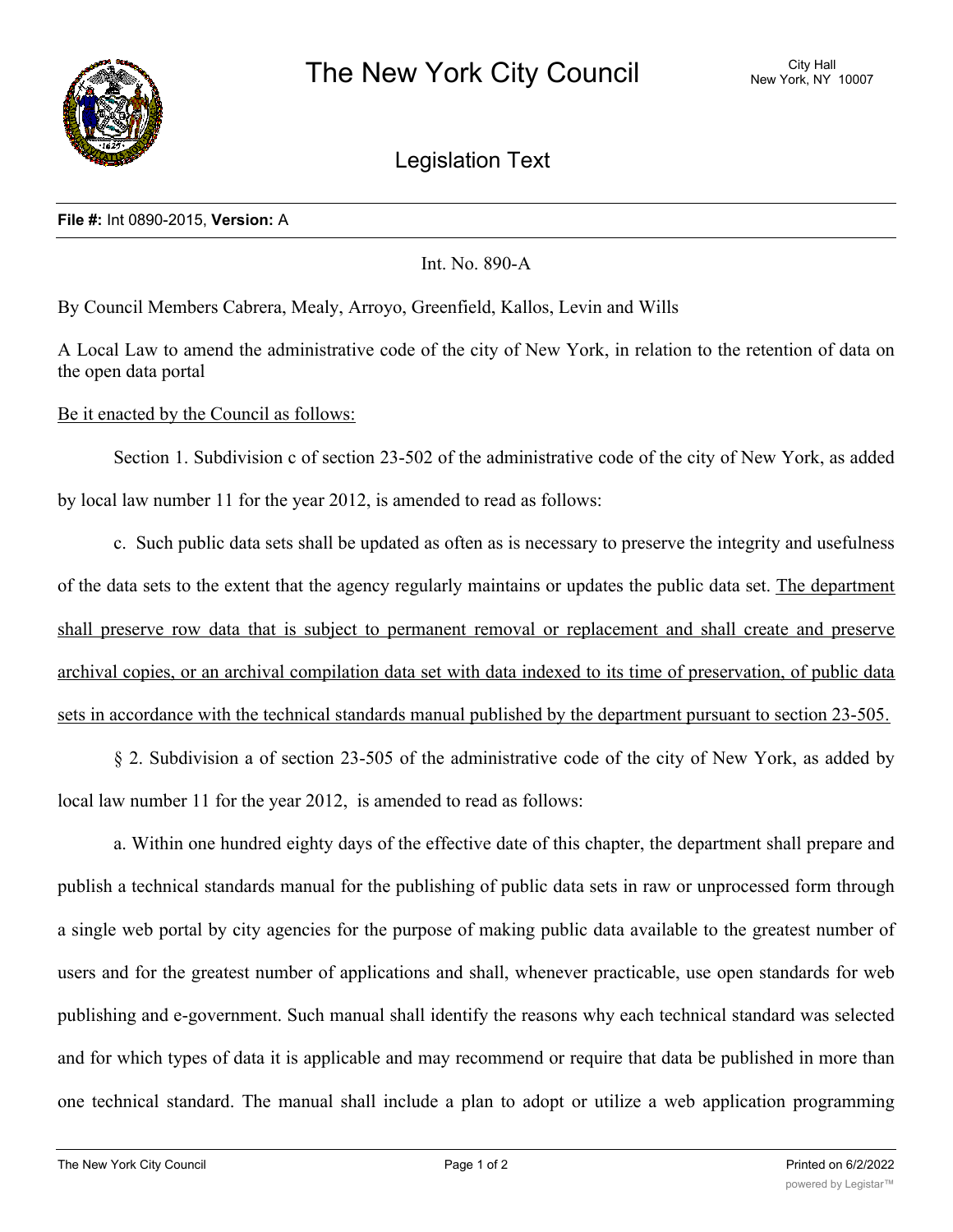# The New York City Council

City Hall
New York, NY 10007

## Legislation Text

**File #:** Int 0890-2015, **Version:** A

Int. No. 890-A

By Council Members Cabrera, Mealy, Arroyo, Greenfield, Kallos, Levin and Wills

A Local Law to amend the administrative code of the city of New York, in relation to the retention of data on the open data portal

Be it enacted by the Council as follows:

Section 1. Subdivision c of section 23-502 of the administrative code of the city of New York, as added by local law number 11 for the year 2012, is amended to read as follows:

c. Such public data sets shall be updated as often as is necessary to preserve the integrity and usefulness of the data sets to the extent that the agency regularly maintains or updates the public data set. The department shall preserve row data that is subject to permanent removal or replacement and shall create and preserve archival copies, or an archival compilation data set with data indexed to its time of preservation, of public data sets in accordance with the technical standards manual published by the department pursuant to section 23-505.

§ 2. Subdivision a of section 23-505 of the administrative code of the city of New York, as added by local law number 11 for the year 2012, is amended to read as follows:

a. Within one hundred eighty days of the effective date of this chapter, the department shall prepare and publish a technical standards manual for the publishing of public data sets in raw or unprocessed form through a single web portal by city agencies for the purpose of making public data available to the greatest number of users and for the greatest number of applications and shall, whenever practicable, use open standards for web publishing and e-government. Such manual shall identify the reasons why each technical standard was selected and for which types of data it is applicable and may recommend or require that data be published in more than one technical standard. The manual shall include a plan to adopt or utilize a web application programming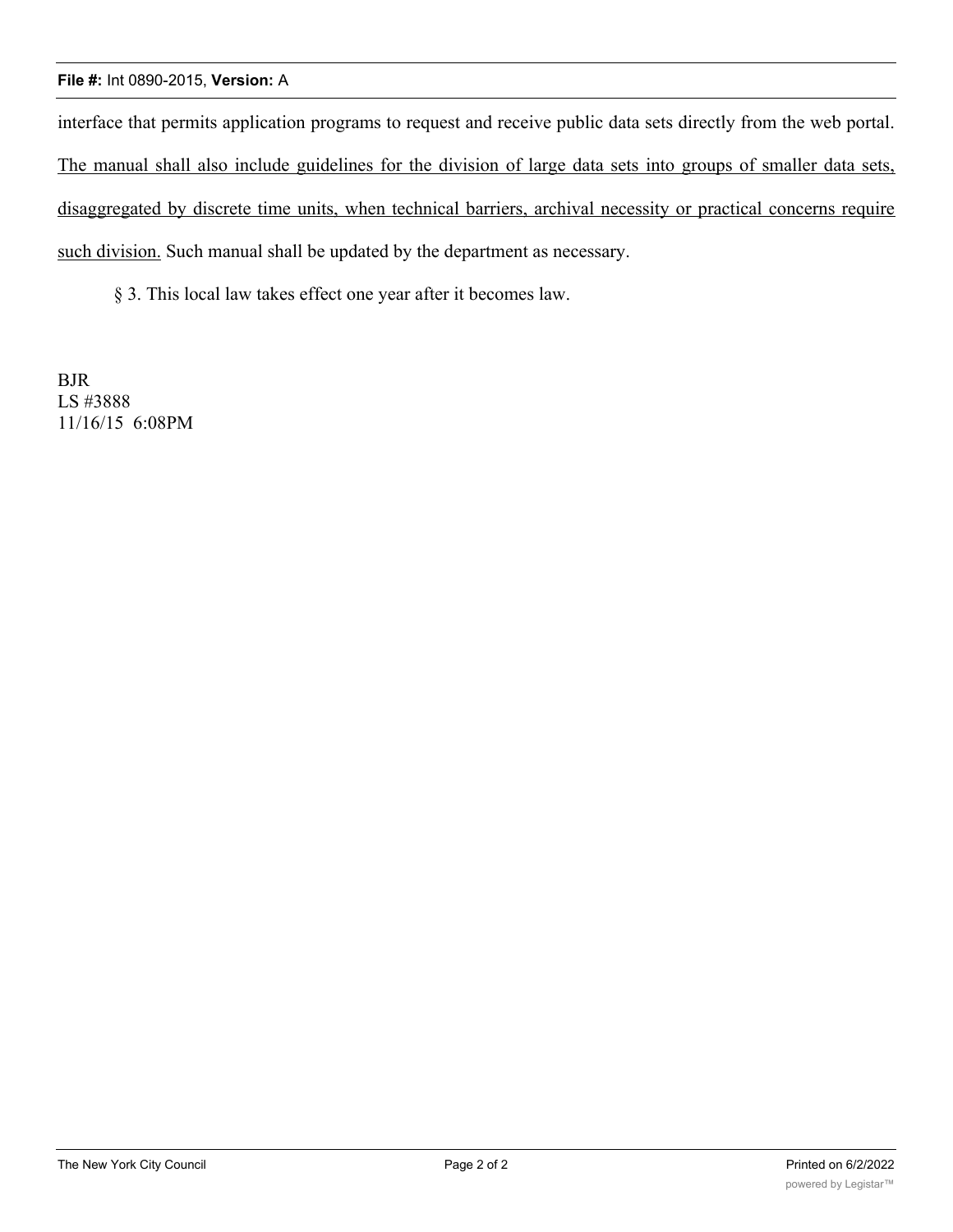interface that permits application programs to request and receive public data sets directly from the web portal. <u>The manual shall also include guidelines for the division of large data sets into groups of smaller data sets, disaggregated by discrete time units, when technical barriers, archival necessity or practical concerns require such division.</u> Such manual shall be updated by the department as necessary.

§ 3. This local law takes effect one year after it becomes law.

BJR
LS #3888
11/16/15 6:08PM